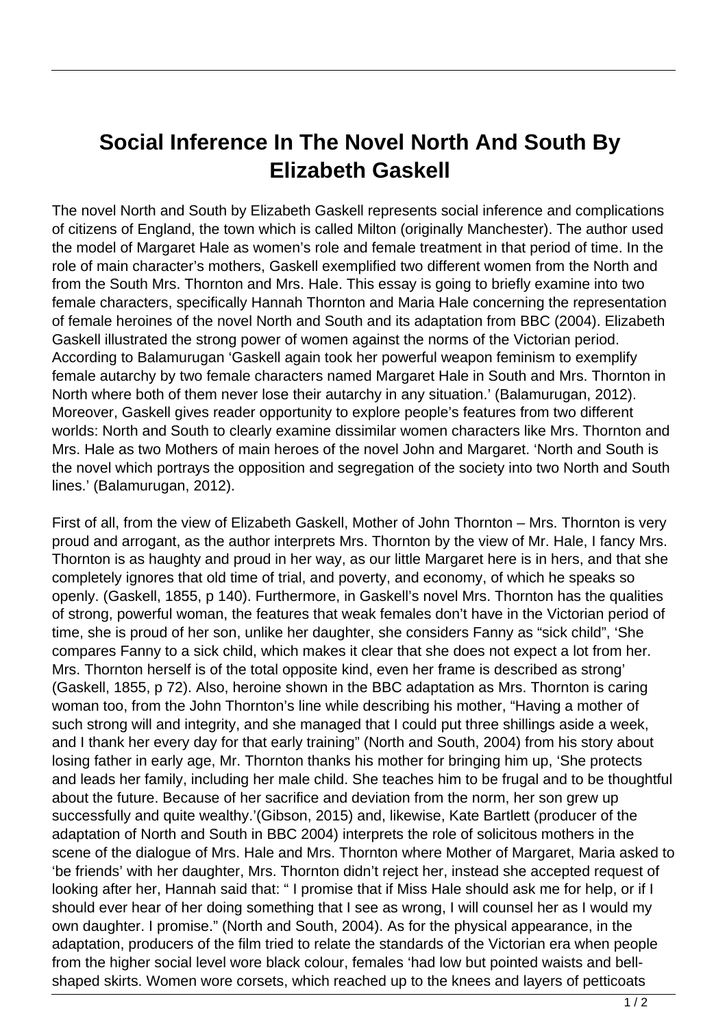# Social Inference In The Novel North And South By Elizabeth Gaskell

The novel North and South by Elizabeth Gaskell represents social inference and complications of citizens of England, the town which is called Milton (originally Manchester). The author used the model of Margaret Hale as women's role and female treatment in that period of time. In the role of main character's mothers, Gaskell exemplified two different women from the North and from the South Mrs. Thornton and Mrs. Hale. This essay is going to briefly examine into two female characters, specifically Hannah Thornton and Maria Hale concerning the representation of female heroines of the novel North and South and its adaptation from BBC (2004). Elizabeth Gaskell illustrated the strong power of women against the norms of the Victorian period. According to Balamurugan 'Gaskell again took her powerful weapon feminism to exemplify female autarchy by two female characters named Margaret Hale in South and Mrs. Thornton in North where both of them never lose their autarchy in any situation.' (Balamurugan, 2012). Moreover, Gaskell gives reader opportunity to explore people's features from two different worlds: North and South to clearly examine dissimilar women characters like Mrs. Thornton and Mrs. Hale as two Mothers of main heroes of the novel John and Margaret. 'North and South is the novel which portrays the opposition and segregation of the society into two North and South lines.' (Balamurugan, 2012).

First of all, from the view of Elizabeth Gaskell, Mother of John Thornton – Mrs. Thornton is very proud and arrogant, as the author interprets Mrs. Thornton by the view of Mr. Hale, I fancy Mrs. Thornton is as haughty and proud in her way, as our little Margaret here is in hers, and that she completely ignores that old time of trial, and poverty, and economy, of which he speaks so openly. (Gaskell, 1855, p 140). Furthermore, in Gaskell's novel Mrs. Thornton has the qualities of strong, powerful woman, the features that weak females don't have in the Victorian period of time, she is proud of her son, unlike her daughter, she considers Fanny as "sick child", 'She compares Fanny to a sick child, which makes it clear that she does not expect a lot from her. Mrs. Thornton herself is of the total opposite kind, even her frame is described as strong' (Gaskell, 1855, p 72). Also, heroine shown in the BBC adaptation as Mrs. Thornton is caring woman too, from the John Thornton's line while describing his mother, "Having a mother of such strong will and integrity, and she managed that I could put three shillings aside a week, and I thank her every day for that early training" (North and South, 2004) from his story about losing father in early age, Mr. Thornton thanks his mother for bringing him up, 'She protects and leads her family, including her male child. She teaches him to be frugal and to be thoughtful about the future. Because of her sacrifice and deviation from the norm, her son grew up successfully and quite wealthy.'(Gibson, 2015) and, likewise, Kate Bartlett (producer of the adaptation of North and South in BBC 2004) interprets the role of solicitous mothers in the scene of the dialogue of Mrs. Hale and Mrs. Thornton where Mother of Margaret, Maria asked to 'be friends' with her daughter, Mrs. Thornton didn't reject her, instead she accepted request of looking after her, Hannah said that: " I promise that if Miss Hale should ask me for help, or if I should ever hear of her doing something that I see as wrong, I will counsel her as I would my own daughter. I promise." (North and South, 2004). As for the physical appearance, in the adaptation, producers of the film tried to relate the standards of the Victorian era when people from the higher social level wore black colour, females 'had low but pointed waists and bell-shaped skirts. Women wore corsets, which reached up to the knees and layers of petticoats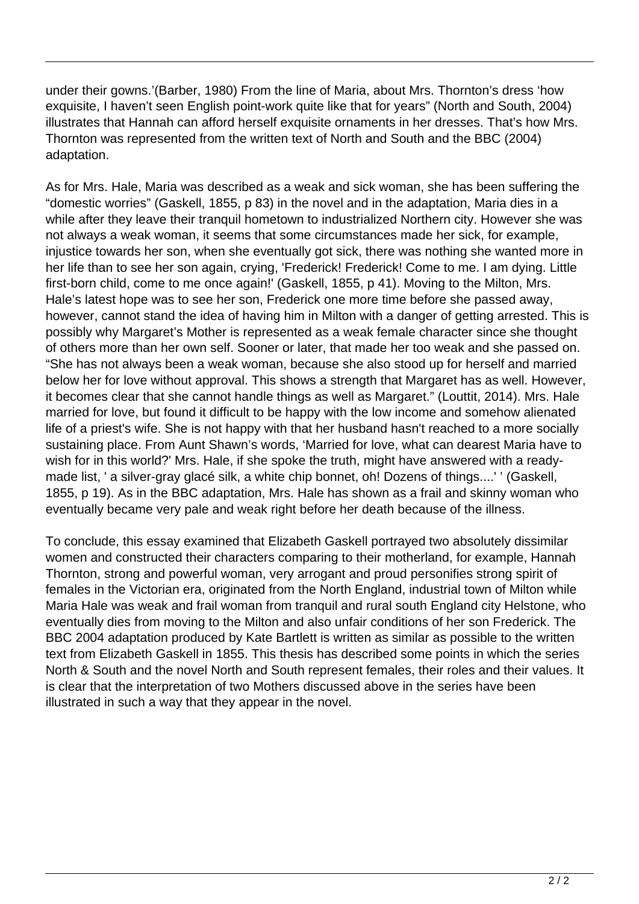under their gowns.'(Barber, 1980) From the line of Maria, about Mrs. Thornton's dress 'how exquisite, I haven't seen English point-work quite like that for years" (North and South, 2004) illustrates that Hannah can afford herself exquisite ornaments in her dresses. That's how Mrs. Thornton was represented from the written text of North and South and the BBC (2004) adaptation.

As for Mrs. Hale, Maria was described as a weak and sick woman, she has been suffering the "domestic worries" (Gaskell, 1855, p 83) in the novel and in the adaptation, Maria dies in a while after they leave their tranquil hometown to industrialized Northern city. However she was not always a weak woman, it seems that some circumstances made her sick, for example, injustice towards her son, when she eventually got sick, there was nothing she wanted more in her life than to see her son again, crying, 'Frederick! Frederick! Come to me. I am dying. Little first-born child, come to me once again!' (Gaskell, 1855, p 41). Moving to the Milton, Mrs. Hale's latest hope was to see her son, Frederick one more time before she passed away, however, cannot stand the idea of having him in Milton with a danger of getting arrested. This is possibly why Margaret's Mother is represented as a weak female character since she thought of others more than her own self. Sooner or later, that made her too weak and she passed on. "She has not always been a weak woman, because she also stood up for herself and married below her for love without approval. This shows a strength that Margaret has as well. However, it becomes clear that she cannot handle things as well as Margaret." (Louttit, 2014). Mrs. Hale married for love, but found it difficult to be happy with the low income and somehow alienated life of a priest's wife. She is not happy with that her husband hasn't reached to a more socially sustaining place. From Aunt Shawn's words, 'Married for love, what can dearest Maria have to wish for in this world?' Mrs. Hale, if she spoke the truth, might have answered with a ready-made list, ' a silver-gray glacé silk, a white chip bonnet, oh! Dozens of things....' ' (Gaskell, 1855, p 19). As in the BBC adaptation, Mrs. Hale has shown as a frail and skinny woman who eventually became very pale and weak right before her death because of the illness.

To conclude, this essay examined that Elizabeth Gaskell portrayed two absolutely dissimilar women and constructed their characters comparing to their motherland, for example, Hannah Thornton, strong and powerful woman, very arrogant and proud personifies strong spirit of females in the Victorian era, originated from the North England, industrial town of Milton while Maria Hale was weak and frail woman from tranquil and rural south England city Helstone, who eventually dies from moving to the Milton and also unfair conditions of her son Frederick. The BBC 2004 adaptation produced by Kate Bartlett is written as similar as possible to the written text from Elizabeth Gaskell in 1855. This thesis has described some points in which the series North & South and the novel North and South represent females, their roles and their values. It is clear that the interpretation of two Mothers discussed above in the series have been illustrated in such a way that they appear in the novel.